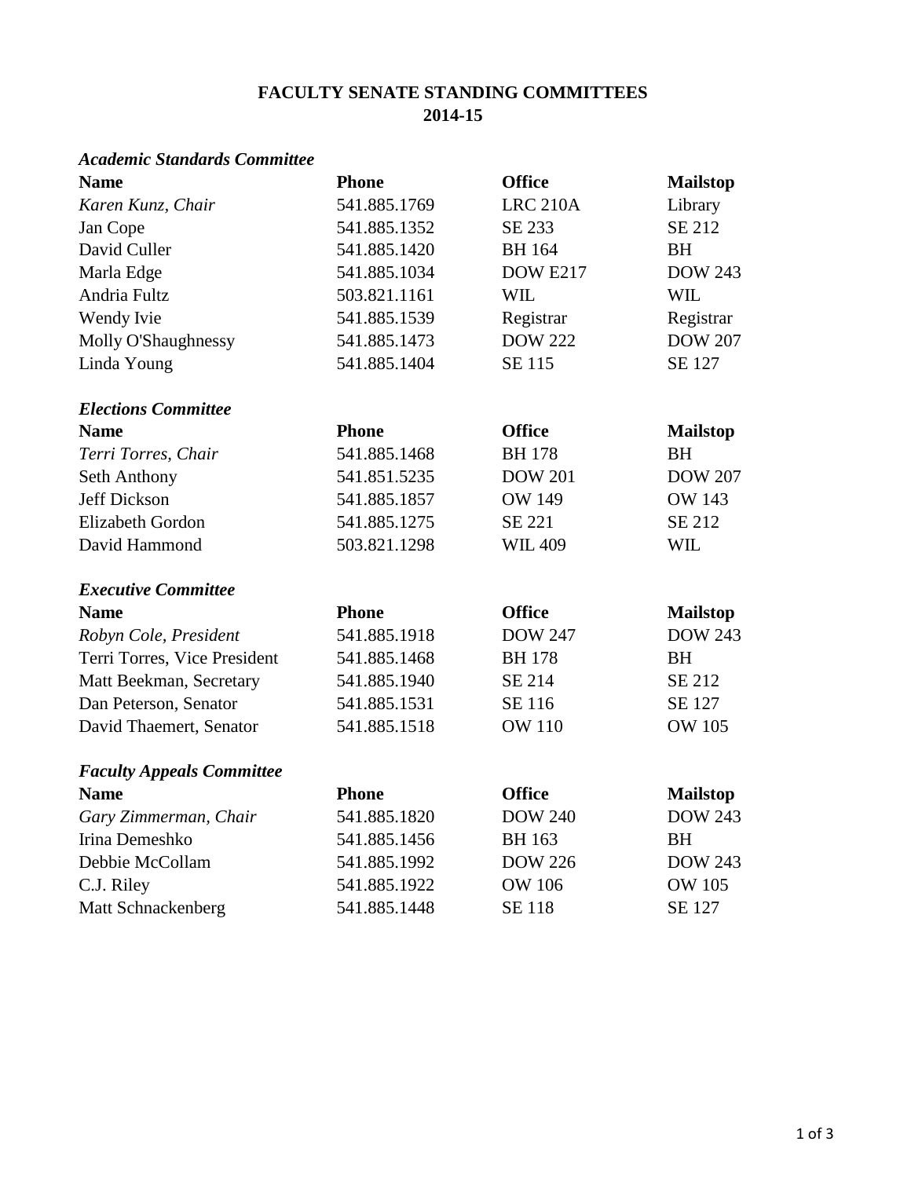# FACULTY SENATE STANDING COMMITTEES
## 2014-15

### *Academic Standards Committee*

| Name | Phone | Office | Mailstop |
|---|---|---|---|
| *Karen Kunz, Chair* | 541.885.1769 | LRC 210A | Library |
| Jan Cope | 541.885.1352 | SE 233 | SE 212 |
| David Culler | 541.885.1420 | BH 164 | BH |
| Marla Edge | 541.885.1034 | DOW E217 | DOW 243 |
| Andria Fultz | 503.821.1161 | WIL | WIL |
| Wendy Ivie | 541.885.1539 | Registrar | Registrar |
| Molly O'Shaughnessy | 541.885.1473 | DOW 222 | DOW 207 |
| Linda Young | 541.885.1404 | SE 115 | SE 127 |

### *Elections Committee*

| Name | Phone | Office | Mailstop |
|---|---|---|---|
| *Terri Torres, Chair* | 541.885.1468 | BH 178 | BH |
| Seth Anthony | 541.851.5235 | DOW 201 | DOW 207 |
| Jeff Dickson | 541.885.1857 | OW 149 | OW 143 |
| Elizabeth Gordon | 541.885.1275 | SE 221 | SE 212 |
| David Hammond | 503.821.1298 | WIL 409 | WIL |

### *Executive Committee*

| Name | Phone | Office | Mailstop |
|---|---|---|---|
| *Robyn Cole, President* | 541.885.1918 | DOW 247 | DOW 243 |
| Terri Torres, Vice President | 541.885.1468 | BH 178 | BH |
| Matt Beekman, Secretary | 541.885.1940 | SE 214 | SE 212 |
| Dan Peterson, Senator | 541.885.1531 | SE 116 | SE 127 |
| David Thaemert, Senator | 541.885.1518 | OW 110 | OW 105 |

### *Faculty Appeals Committee*

| Name | Phone | Office | Mailstop |
|---|---|---|---|
| *Gary Zimmerman, Chair* | 541.885.1820 | DOW 240 | DOW 243 |
| Irina Demeshko | 541.885.1456 | BH 163 | BH |
| Debbie McCollam | 541.885.1992 | DOW 226 | DOW 243 |
| C.J. Riley | 541.885.1922 | OW 106 | OW 105 |
| Matt Schnackenberg | 541.885.1448 | SE 118 | SE 127 |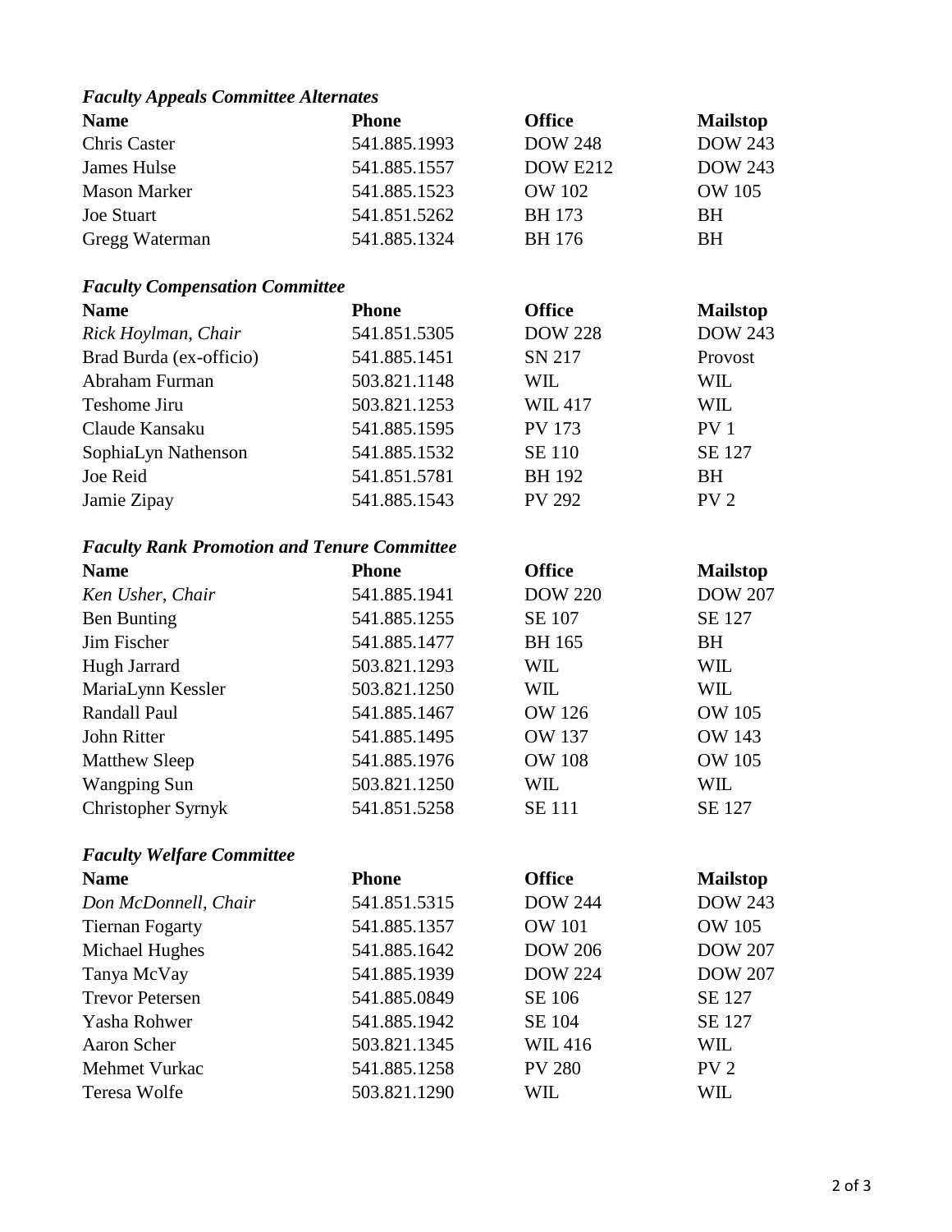### *Faculty Appeals Committee Alternates*

| Name | Phone | Office | Mailstop |
|---|---|---|---|
| Chris Caster | 541.885.1993 | DOW 248 | DOW 243 |
| James Hulse | 541.885.1557 | DOW E212 | DOW 243 |
| Mason Marker | 541.885.1523 | OW 102 | OW 105 |
| Joe Stuart | 541.851.5262 | BH 173 | BH |
| Gregg Waterman | 541.885.1324 | BH 176 | BH |

### *Faculty Compensation Committee*

| Name | Phone | Office | Mailstop |
|---|---|---|---|
| *Rick Hoylman, Chair* | 541.851.5305 | DOW 228 | DOW 243 |
| Brad Burda (ex-officio) | 541.885.1451 | SN 217 | Provost |
| Abraham Furman | 503.821.1148 | WIL | WIL |
| Teshome Jiru | 503.821.1253 | WIL 417 | WIL |
| Claude Kansaku | 541.885.1595 | PV 173 | PV 1 |
| SophiaLyn Nathenson | 541.885.1532 | SE 110 | SE 127 |
| Joe Reid | 541.851.5781 | BH 192 | BH |
| Jamie Zipay | 541.885.1543 | PV 292 | PV 2 |

### *Faculty Rank Promotion and Tenure Committee*

| Name | Phone | Office | Mailstop |
|---|---|---|---|
| *Ken Usher, Chair* | 541.885.1941 | DOW 220 | DOW 207 |
| Ben Bunting | 541.885.1255 | SE 107 | SE 127 |
| Jim Fischer | 541.885.1477 | BH 165 | BH |
| Hugh Jarrard | 503.821.1293 | WIL | WIL |
| MariaLynn Kessler | 503.821.1250 | WIL | WIL |
| Randall Paul | 541.885.1467 | OW 126 | OW 105 |
| John Ritter | 541.885.1495 | OW 137 | OW 143 |
| Matthew Sleep | 541.885.1976 | OW 108 | OW 105 |
| Wangping Sun | 503.821.1250 | WIL | WIL |
| Christopher Syrnyk | 541.851.5258 | SE 111 | SE 127 |

### *Faculty Welfare Committee*

| Name | Phone | Office | Mailstop |
|---|---|---|---|
| *Don McDonnell, Chair* | 541.851.5315 | DOW 244 | DOW 243 |
| Tiernan Fogarty | 541.885.1357 | OW 101 | OW 105 |
| Michael Hughes | 541.885.1642 | DOW 206 | DOW 207 |
| Tanya McVay | 541.885.1939 | DOW 224 | DOW 207 |
| Trevor Petersen | 541.885.0849 | SE 106 | SE 127 |
| Yasha Rohwer | 541.885.1942 | SE 104 | SE 127 |
| Aaron Scher | 503.821.1345 | WIL 416 | WIL |
| Mehmet Vurkac | 541.885.1258 | PV 280 | PV 2 |
| Teresa Wolfe | 503.821.1290 | WIL | WIL |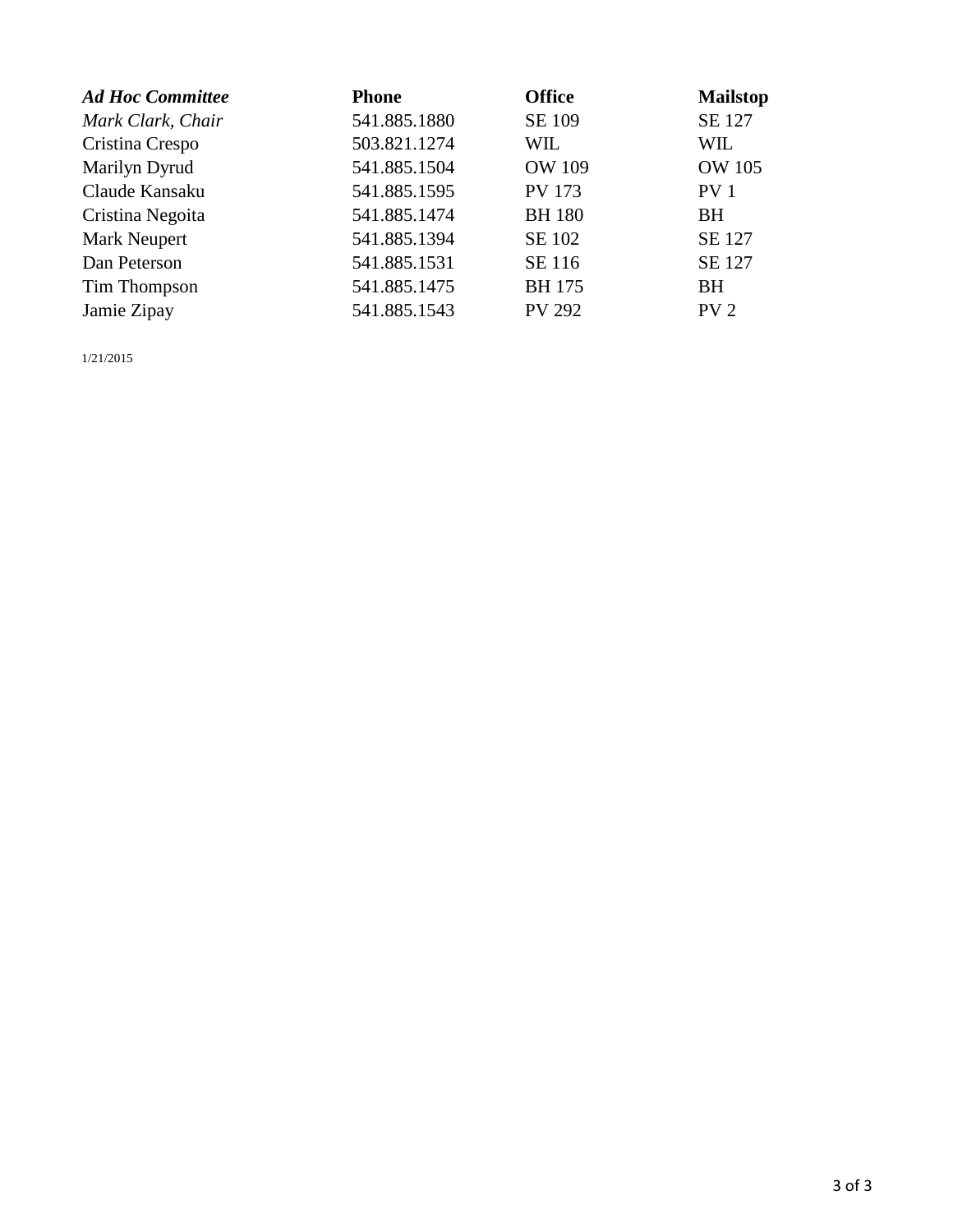| ***Ad Hoc Committee*** | **Phone** | **Office** | **Mailstop** |
|---|---|---|---|
| *Mark Clark, Chair* | 541.885.1880 | SE 109 | SE 127 |
| Cristina Crespo | 503.821.1274 | WIL | WIL |
| Marilyn Dyrud | 541.885.1504 | OW 109 | OW 105 |
| Claude Kansaku | 541.885.1595 | PV 173 | PV 1 |
| Cristina Negoita | 541.885.1474 | BH 180 | BH |
| Mark Neupert | 541.885.1394 | SE 102 | SE 127 |
| Dan Peterson | 541.885.1531 | SE 116 | SE 127 |
| Tim Thompson | 541.885.1475 | BH 175 | BH |
| Jamie Zipay | 541.885.1543 | PV 292 | PV 2 |

1/21/2015